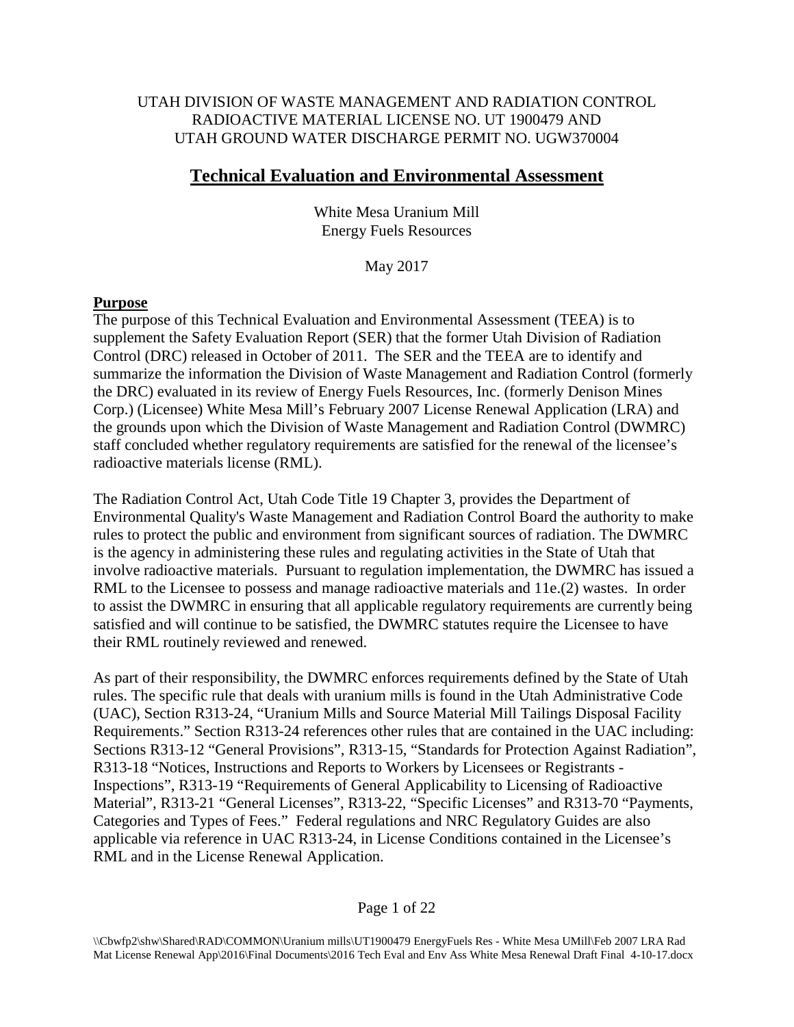UTAH DIVISION OF WASTE MANAGEMENT AND RADIATION CONTROL
RADIOACTIVE MATERIAL LICENSE NO. UT 1900479 AND
UTAH GROUND WATER DISCHARGE PERMIT NO. UGW370004

# Technical Evaluation and Environmental Assessment

White Mesa Uranium Mill
Energy Fuels Resources

May 2017

## Purpose

The purpose of this Technical Evaluation and Environmental Assessment (TEEA) is to supplement the Safety Evaluation Report (SER) that the former Utah Division of Radiation Control (DRC) released in October of 2011. The SER and the TEEA are to identify and summarize the information the Division of Waste Management and Radiation Control (formerly the DRC) evaluated in its review of Energy Fuels Resources, Inc. (formerly Denison Mines Corp.) (Licensee) White Mesa Mill's February 2007 License Renewal Application (LRA) and the grounds upon which the Division of Waste Management and Radiation Control (DWMRC) staff concluded whether regulatory requirements are satisfied for the renewal of the licensee's radioactive materials license (RML).

The Radiation Control Act, Utah Code Title 19 Chapter 3, provides the Department of Environmental Quality's Waste Management and Radiation Control Board the authority to make rules to protect the public and environment from significant sources of radiation. The DWMRC is the agency in administering these rules and regulating activities in the State of Utah that involve radioactive materials. Pursuant to regulation implementation, the DWMRC has issued a RML to the Licensee to possess and manage radioactive materials and 11e.(2) wastes. In order to assist the DWMRC in ensuring that all applicable regulatory requirements are currently being satisfied and will continue to be satisfied, the DWMRC statutes require the Licensee to have their RML routinely reviewed and renewed.

As part of their responsibility, the DWMRC enforces requirements defined by the State of Utah rules. The specific rule that deals with uranium mills is found in the Utah Administrative Code (UAC), Section R313-24, "Uranium Mills and Source Material Mill Tailings Disposal Facility Requirements." Section R313-24 references other rules that are contained in the UAC including: Sections R313-12 "General Provisions", R313-15, "Standards for Protection Against Radiation", R313-18 "Notices, Instructions and Reports to Workers by Licensees or Registrants - Inspections", R313-19 "Requirements of General Applicability to Licensing of Radioactive Material", R313-21 "General Licenses", R313-22, "Specific Licenses" and R313-70 "Payments, Categories and Types of Fees." Federal regulations and NRC Regulatory Guides are also applicable via reference in UAC R313-24, in License Conditions contained in the Licensee's RML and in the License Renewal Application.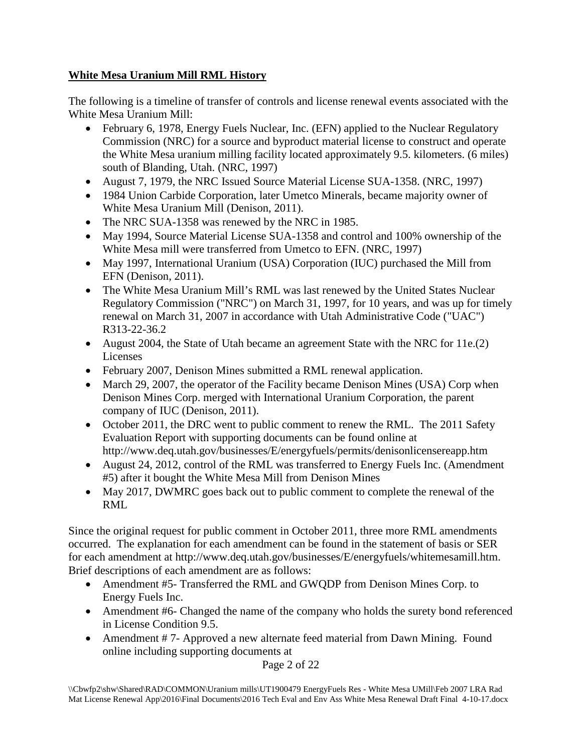**White Mesa Uranium Mill RML History**

The following is a timeline of transfer of controls and license renewal events associated with the White Mesa Uranium Mill:

- February 6, 1978, Energy Fuels Nuclear, Inc. (EFN) applied to the Nuclear Regulatory Commission (NRC) for a source and byproduct material license to construct and operate the White Mesa uranium milling facility located approximately 9.5. kilometers. (6 miles) south of Blanding, Utah. (NRC, 1997)
- August 7, 1979, the NRC Issued Source Material License SUA-1358. (NRC, 1997)
- 1984 Union Carbide Corporation, later Umetco Minerals, became majority owner of White Mesa Uranium Mill (Denison, 2011).
- The NRC SUA-1358 was renewed by the NRC in 1985.
- May 1994, Source Material License SUA-1358 and control and 100% ownership of the White Mesa mill were transferred from Umetco to EFN. (NRC, 1997)
- May 1997, International Uranium (USA) Corporation (IUC) purchased the Mill from EFN (Denison, 2011).
- The White Mesa Uranium Mill's RML was last renewed by the United States Nuclear Regulatory Commission ("NRC") on March 31, 1997, for 10 years, and was up for timely renewal on March 31, 2007 in accordance with Utah Administrative Code ("UAC") R313-22-36.2
- August 2004, the State of Utah became an agreement State with the NRC for 11e.(2) Licenses
- February 2007, Denison Mines submitted a RML renewal application.
- March 29, 2007, the operator of the Facility became Denison Mines (USA) Corp when Denison Mines Corp. merged with International Uranium Corporation, the parent company of IUC (Denison, 2011).
- October 2011, the DRC went to public comment to renew the RML. The 2011 Safety Evaluation Report with supporting documents can be found online at http://www.deq.utah.gov/businesses/E/energyfuels/permits/denisonlicensereapp.htm
- August 24, 2012, control of the RML was transferred to Energy Fuels Inc. (Amendment #5) after it bought the White Mesa Mill from Denison Mines
- May 2017, DWMRC goes back out to public comment to complete the renewal of the RML

Since the original request for public comment in October 2011, three more RML amendments occurred. The explanation for each amendment can be found in the statement of basis or SER for each amendment at http://www.deq.utah.gov/businesses/E/energyfuels/whitemesamill.htm. Brief descriptions of each amendment are as follows:

- Amendment #5- Transferred the RML and GWQDP from Denison Mines Corp. to Energy Fuels Inc.
- Amendment #6- Changed the name of the company who holds the surety bond referenced in License Condition 9.5.
- Amendment # 7- Approved a new alternate feed material from Dawn Mining. Found online including supporting documents at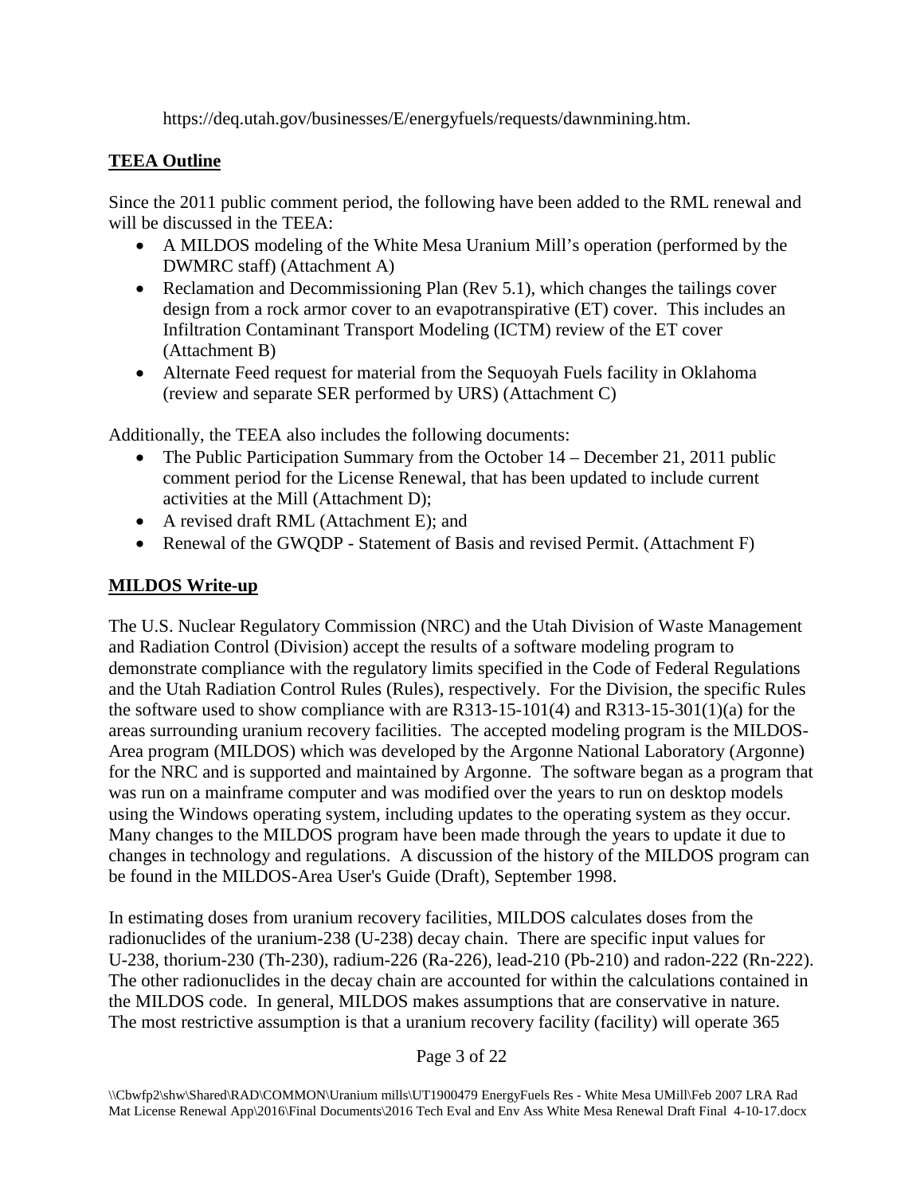https://deq.utah.gov/businesses/E/energyfuels/requests/dawnmining.htm.

## TEEA Outline

Since the 2011 public comment period, the following have been added to the RML renewal and will be discussed in the TEEA:

- A MILDOS modeling of the White Mesa Uranium Mill's operation (performed by the DWMRC staff) (Attachment A)
- Reclamation and Decommissioning Plan (Rev 5.1), which changes the tailings cover design from a rock armor cover to an evapotranspirative (ET) cover. This includes an Infiltration Contaminant Transport Modeling (ICTM) review of the ET cover (Attachment B)
- Alternate Feed request for material from the Sequoyah Fuels facility in Oklahoma (review and separate SER performed by URS) (Attachment C)

Additionally, the TEEA also includes the following documents:

- The Public Participation Summary from the October 14 – December 21, 2011 public comment period for the License Renewal, that has been updated to include current activities at the Mill (Attachment D);
- A revised draft RML (Attachment E); and
- Renewal of the GWQDP - Statement of Basis and revised Permit. (Attachment F)

## MILDOS Write-up

The U.S. Nuclear Regulatory Commission (NRC) and the Utah Division of Waste Management and Radiation Control (Division) accept the results of a software modeling program to demonstrate compliance with the regulatory limits specified in the Code of Federal Regulations and the Utah Radiation Control Rules (Rules), respectively. For the Division, the specific Rules the software used to show compliance with are R313-15-101(4) and R313-15-301(1)(a) for the areas surrounding uranium recovery facilities. The accepted modeling program is the MILDOS-Area program (MILDOS) which was developed by the Argonne National Laboratory (Argonne) for the NRC and is supported and maintained by Argonne. The software began as a program that was run on a mainframe computer and was modified over the years to run on desktop models using the Windows operating system, including updates to the operating system as they occur. Many changes to the MILDOS program have been made through the years to update it due to changes in technology and regulations. A discussion of the history of the MILDOS program can be found in the MILDOS-Area User's Guide (Draft), September 1998.

In estimating doses from uranium recovery facilities, MILDOS calculates doses from the radionuclides of the uranium-238 (U-238) decay chain. There are specific input values for U-238, thorium-230 (Th-230), radium-226 (Ra-226), lead-210 (Pb-210) and radon-222 (Rn-222). The other radionuclides in the decay chain are accounted for within the calculations contained in the MILDOS code. In general, MILDOS makes assumptions that are conservative in nature. The most restrictive assumption is that a uranium recovery facility (facility) will operate 365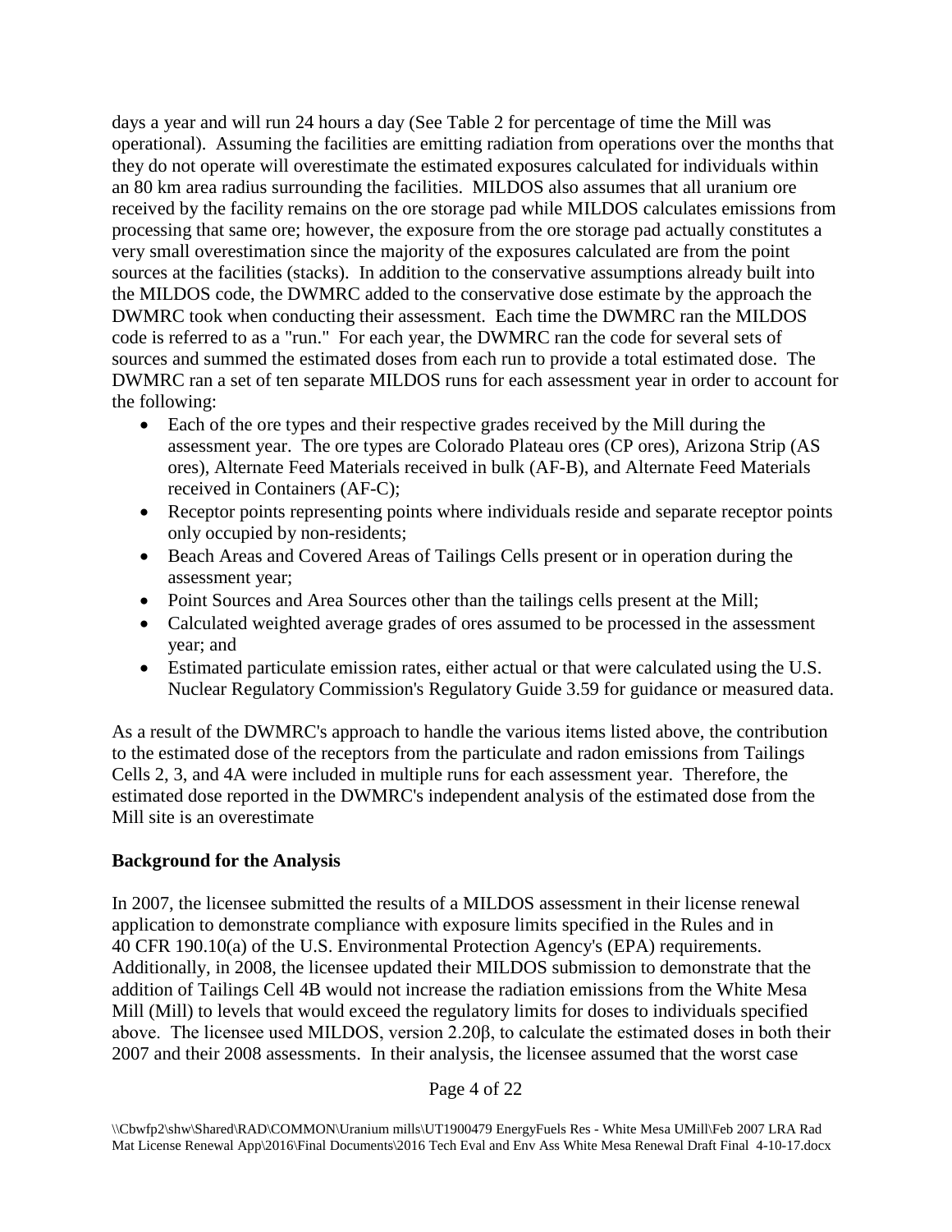days a year and will run 24 hours a day (See Table 2 for percentage of time the Mill was operational). Assuming the facilities are emitting radiation from operations over the months that they do not operate will overestimate the estimated exposures calculated for individuals within an 80 km area radius surrounding the facilities. MILDOS also assumes that all uranium ore received by the facility remains on the ore storage pad while MILDOS calculates emissions from processing that same ore; however, the exposure from the ore storage pad actually constitutes a very small overestimation since the majority of the exposures calculated are from the point sources at the facilities (stacks). In addition to the conservative assumptions already built into the MILDOS code, the DWMRC added to the conservative dose estimate by the approach the DWMRC took when conducting their assessment. Each time the DWMRC ran the MILDOS code is referred to as a "run." For each year, the DWMRC ran the code for several sets of sources and summed the estimated doses from each run to provide a total estimated dose. The DWMRC ran a set of ten separate MILDOS runs for each assessment year in order to account for the following:

- Each of the ore types and their respective grades received by the Mill during the assessment year. The ore types are Colorado Plateau ores (CP ores), Arizona Strip (AS ores), Alternate Feed Materials received in bulk (AF-B), and Alternate Feed Materials received in Containers (AF-C);
- Receptor points representing points where individuals reside and separate receptor points only occupied by non-residents;
- Beach Areas and Covered Areas of Tailings Cells present or in operation during the assessment year;
- Point Sources and Area Sources other than the tailings cells present at the Mill;
- Calculated weighted average grades of ores assumed to be processed in the assessment year; and
- Estimated particulate emission rates, either actual or that were calculated using the U.S. Nuclear Regulatory Commission's Regulatory Guide 3.59 for guidance or measured data.

As a result of the DWMRC's approach to handle the various items listed above, the contribution to the estimated dose of the receptors from the particulate and radon emissions from Tailings Cells 2, 3, and 4A were included in multiple runs for each assessment year. Therefore, the estimated dose reported in the DWMRC's independent analysis of the estimated dose from the Mill site is an overestimate

**Background for the Analysis**

In 2007, the licensee submitted the results of a MILDOS assessment in their license renewal application to demonstrate compliance with exposure limits specified in the Rules and in 40 CFR 190.10(a) of the U.S. Environmental Protection Agency's (EPA) requirements. Additionally, in 2008, the licensee updated their MILDOS submission to demonstrate that the addition of Tailings Cell 4B would not increase the radiation emissions from the White Mesa Mill (Mill) to levels that would exceed the regulatory limits for doses to individuals specified above. The licensee used MILDOS, version 2.20β, to calculate the estimated doses in both their 2007 and their 2008 assessments. In their analysis, the licensee assumed that the worst case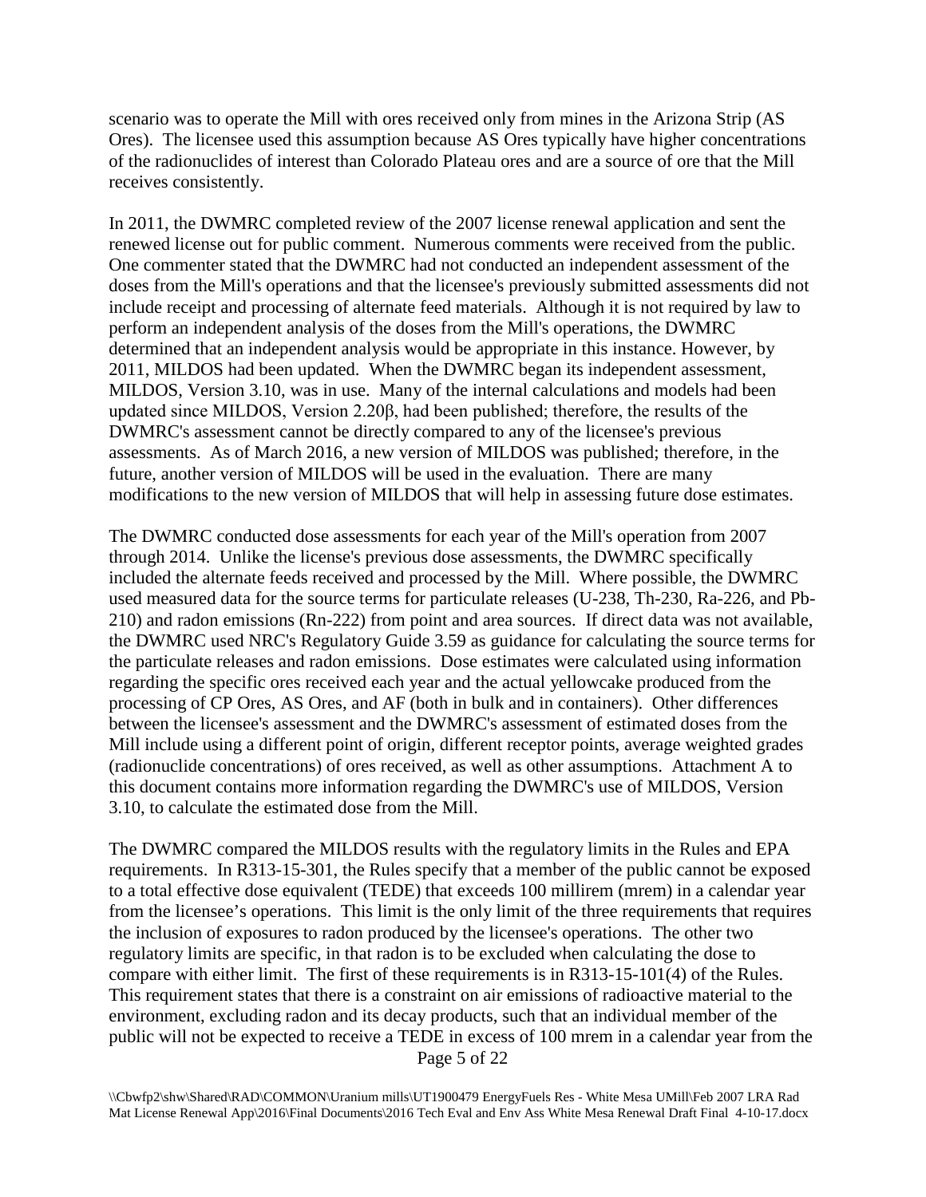scenario was to operate the Mill with ores received only from mines in the Arizona Strip (AS Ores). The licensee used this assumption because AS Ores typically have higher concentrations of the radionuclides of interest than Colorado Plateau ores and are a source of ore that the Mill receives consistently.

In 2011, the DWMRC completed review of the 2007 license renewal application and sent the renewed license out for public comment. Numerous comments were received from the public. One commenter stated that the DWMRC had not conducted an independent assessment of the doses from the Mill's operations and that the licensee's previously submitted assessments did not include receipt and processing of alternate feed materials. Although it is not required by law to perform an independent analysis of the doses from the Mill's operations, the DWMRC determined that an independent analysis would be appropriate in this instance. However, by 2011, MILDOS had been updated. When the DWMRC began its independent assessment, MILDOS, Version 3.10, was in use. Many of the internal calculations and models had been updated since MILDOS, Version 2.20β, had been published; therefore, the results of the DWMRC's assessment cannot be directly compared to any of the licensee's previous assessments. As of March 2016, a new version of MILDOS was published; therefore, in the future, another version of MILDOS will be used in the evaluation. There are many modifications to the new version of MILDOS that will help in assessing future dose estimates.

The DWMRC conducted dose assessments for each year of the Mill's operation from 2007 through 2014. Unlike the license's previous dose assessments, the DWMRC specifically included the alternate feeds received and processed by the Mill. Where possible, the DWMRC used measured data for the source terms for particulate releases (U-238, Th-230, Ra-226, and Pb-210) and radon emissions (Rn-222) from point and area sources. If direct data was not available, the DWMRC used NRC's Regulatory Guide 3.59 as guidance for calculating the source terms for the particulate releases and radon emissions. Dose estimates were calculated using information regarding the specific ores received each year and the actual yellowcake produced from the processing of CP Ores, AS Ores, and AF (both in bulk and in containers). Other differences between the licensee's assessment and the DWMRC's assessment of estimated doses from the Mill include using a different point of origin, different receptor points, average weighted grades (radionuclide concentrations) of ores received, as well as other assumptions. Attachment A to this document contains more information regarding the DWMRC's use of MILDOS, Version 3.10, to calculate the estimated dose from the Mill.

The DWMRC compared the MILDOS results with the regulatory limits in the Rules and EPA requirements. In R313-15-301, the Rules specify that a member of the public cannot be exposed to a total effective dose equivalent (TEDE) that exceeds 100 millirem (mrem) in a calendar year from the licensee's operations. This limit is the only limit of the three requirements that requires the inclusion of exposures to radon produced by the licensee's operations. The other two regulatory limits are specific, in that radon is to be excluded when calculating the dose to compare with either limit. The first of these requirements is in R313-15-101(4) of the Rules. This requirement states that there is a constraint on air emissions of radioactive material to the environment, excluding radon and its decay products, such that an individual member of the public will not be expected to receive a TEDE in excess of 100 mrem in a calendar year from the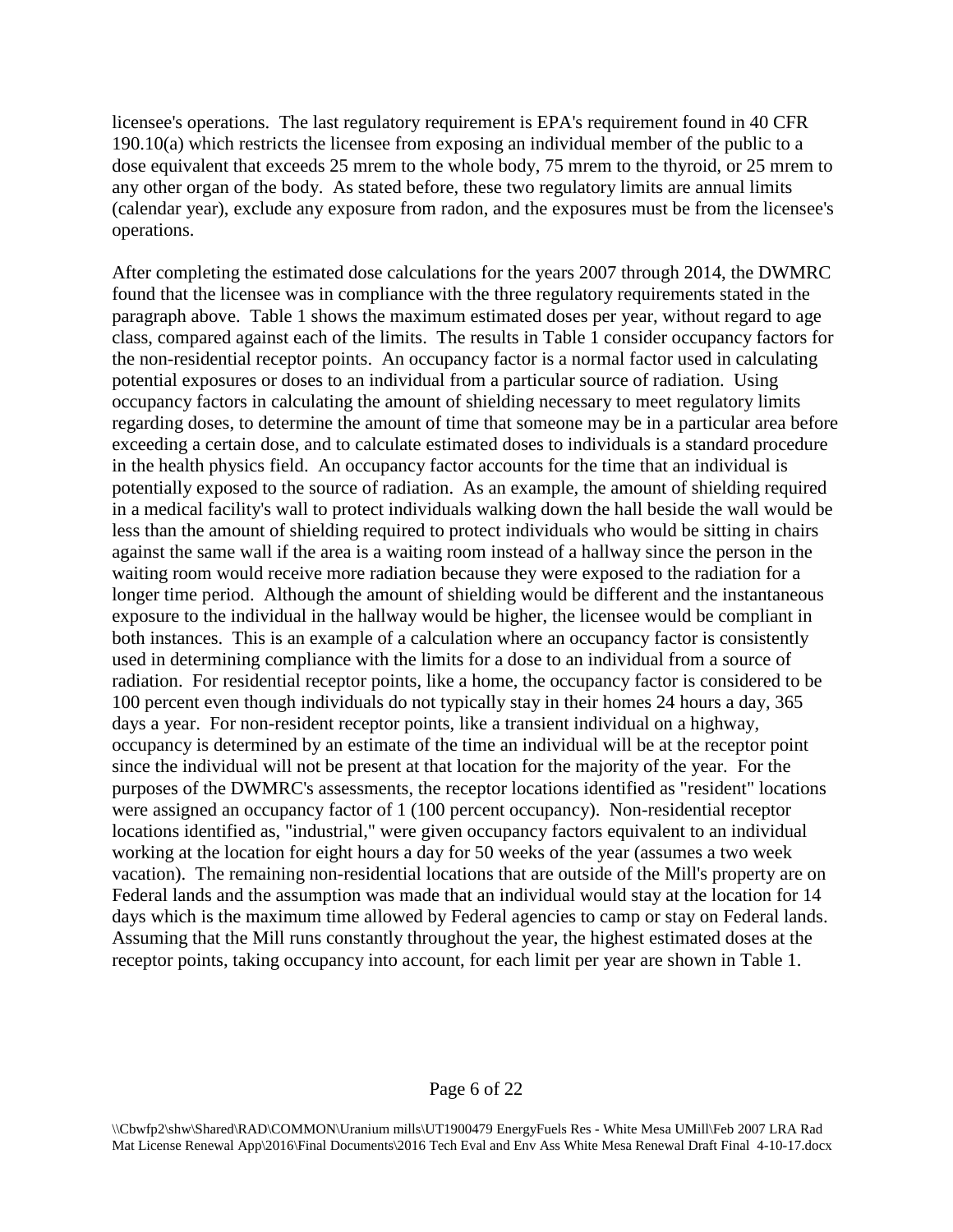licensee's operations. The last regulatory requirement is EPA's requirement found in 40 CFR 190.10(a) which restricts the licensee from exposing an individual member of the public to a dose equivalent that exceeds 25 mrem to the whole body, 75 mrem to the thyroid, or 25 mrem to any other organ of the body. As stated before, these two regulatory limits are annual limits (calendar year), exclude any exposure from radon, and the exposures must be from the licensee's operations.

After completing the estimated dose calculations for the years 2007 through 2014, the DWMRC found that the licensee was in compliance with the three regulatory requirements stated in the paragraph above. Table 1 shows the maximum estimated doses per year, without regard to age class, compared against each of the limits. The results in Table 1 consider occupancy factors for the non-residential receptor points. An occupancy factor is a normal factor used in calculating potential exposures or doses to an individual from a particular source of radiation. Using occupancy factors in calculating the amount of shielding necessary to meet regulatory limits regarding doses, to determine the amount of time that someone may be in a particular area before exceeding a certain dose, and to calculate estimated doses to individuals is a standard procedure in the health physics field. An occupancy factor accounts for the time that an individual is potentially exposed to the source of radiation. As an example, the amount of shielding required in a medical facility's wall to protect individuals walking down the hall beside the wall would be less than the amount of shielding required to protect individuals who would be sitting in chairs against the same wall if the area is a waiting room instead of a hallway since the person in the waiting room would receive more radiation because they were exposed to the radiation for a longer time period. Although the amount of shielding would be different and the instantaneous exposure to the individual in the hallway would be higher, the licensee would be compliant in both instances. This is an example of a calculation where an occupancy factor is consistently used in determining compliance with the limits for a dose to an individual from a source of radiation. For residential receptor points, like a home, the occupancy factor is considered to be 100 percent even though individuals do not typically stay in their homes 24 hours a day, 365 days a year. For non-resident receptor points, like a transient individual on a highway, occupancy is determined by an estimate of the time an individual will be at the receptor point since the individual will not be present at that location for the majority of the year. For the purposes of the DWMRC's assessments, the receptor locations identified as "resident" locations were assigned an occupancy factor of 1 (100 percent occupancy). Non-residential receptor locations identified as, "industrial," were given occupancy factors equivalent to an individual working at the location for eight hours a day for 50 weeks of the year (assumes a two week vacation). The remaining non-residential locations that are outside of the Mill's property are on Federal lands and the assumption was made that an individual would stay at the location for 14 days which is the maximum time allowed by Federal agencies to camp or stay on Federal lands. Assuming that the Mill runs constantly throughout the year, the highest estimated doses at the receptor points, taking occupancy into account, for each limit per year are shown in Table 1.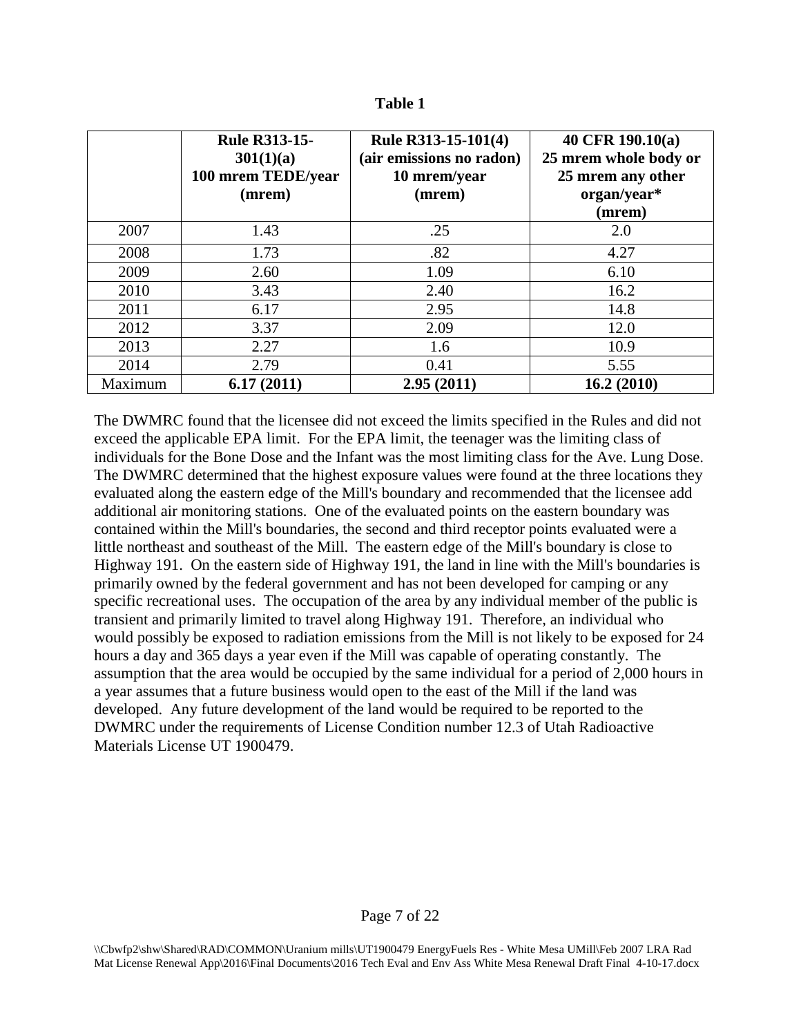**Table 1**

| | **Rule R313-15-301(1)(a) 100 mrem TEDE/year (mrem)** | **Rule R313-15-101(4) (air emissions no radon) 10 mrem/year (mrem)** | **40 CFR 190.10(a) 25 mrem whole body or 25 mrem any other organ/year* (mrem)** |
|---|---|---|---|
| 2007 | 1.43 | .25 | 2.0 |
| 2008 | 1.73 | .82 | 4.27 |
| 2009 | 2.60 | 1.09 | 6.10 |
| 2010 | 3.43 | 2.40 | 16.2 |
| 2011 | 6.17 | 2.95 | 14.8 |
| 2012 | 3.37 | 2.09 | 12.0 |
| 2013 | 2.27 | 1.6 | 10.9 |
| 2014 | 2.79 | 0.41 | 5.55 |
| Maximum | **6.17 (2011)** | **2.95 (2011)** | **16.2 (2010)** |

The DWMRC found that the licensee did not exceed the limits specified in the Rules and did not exceed the applicable EPA limit. For the EPA limit, the teenager was the limiting class of individuals for the Bone Dose and the Infant was the most limiting class for the Ave. Lung Dose. The DWMRC determined that the highest exposure values were found at the three locations they evaluated along the eastern edge of the Mill's boundary and recommended that the licensee add additional air monitoring stations. One of the evaluated points on the eastern boundary was contained within the Mill's boundaries, the second and third receptor points evaluated were a little northeast and southeast of the Mill. The eastern edge of the Mill's boundary is close to Highway 191. On the eastern side of Highway 191, the land in line with the Mill's boundaries is primarily owned by the federal government and has not been developed for camping or any specific recreational uses. The occupation of the area by any individual member of the public is transient and primarily limited to travel along Highway 191. Therefore, an individual who would possibly be exposed to radiation emissions from the Mill is not likely to be exposed for 24 hours a day and 365 days a year even if the Mill was capable of operating constantly. The assumption that the area would be occupied by the same individual for a period of 2,000 hours in a year assumes that a future business would open to the east of the Mill if the land was developed. Any future development of the land would be required to be reported to the DWMRC under the requirements of License Condition number 12.3 of Utah Radioactive Materials License UT 1900479.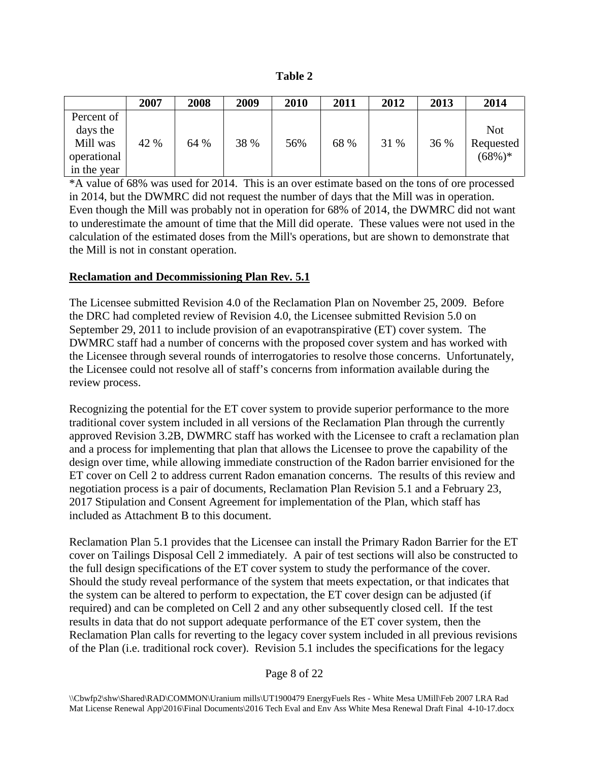**Table 2**

| | 2007 | 2008 | 2009 | 2010 | 2011 | 2012 | 2013 | 2014 |
|---|---|---|---|---|---|---|---|---|
| Percent of days the Mill was operational in the year | 42 % | 64 % | 38 % | 56% | 68 % | 31 % | 36 % | Not Requested (68%)* |

*A value of 68% was used for 2014. This is an over estimate based on the tons of ore processed in 2014, but the DWMRC did not request the number of days that the Mill was in operation. Even though the Mill was probably not in operation for 68% of 2014, the DWMRC did not want to underestimate the amount of time that the Mill did operate. These values were not used in the calculation of the estimated doses from the Mill's operations, but are shown to demonstrate that the Mill is not in constant operation.

## Reclamation and Decommissioning Plan Rev. 5.1

The Licensee submitted Revision 4.0 of the Reclamation Plan on November 25, 2009. Before the DRC had completed review of Revision 4.0, the Licensee submitted Revision 5.0 on September 29, 2011 to include provision of an evapotranspirative (ET) cover system. The DWMRC staff had a number of concerns with the proposed cover system and has worked with the Licensee through several rounds of interrogatories to resolve those concerns. Unfortunately, the Licensee could not resolve all of staff's concerns from information available during the review process.

Recognizing the potential for the ET cover system to provide superior performance to the more traditional cover system included in all versions of the Reclamation Plan through the currently approved Revision 3.2B, DWMRC staff has worked with the Licensee to craft a reclamation plan and a process for implementing that plan that allows the Licensee to prove the capability of the design over time, while allowing immediate construction of the Radon barrier envisioned for the ET cover on Cell 2 to address current Radon emanation concerns. The results of this review and negotiation process is a pair of documents, Reclamation Plan Revision 5.1 and a February 23, 2017 Stipulation and Consent Agreement for implementation of the Plan, which staff has included as Attachment B to this document.

Reclamation Plan 5.1 provides that the Licensee can install the Primary Radon Barrier for the ET cover on Tailings Disposal Cell 2 immediately. A pair of test sections will also be constructed to the full design specifications of the ET cover system to study the performance of the cover. Should the study reveal performance of the system that meets expectation, or that indicates that the system can be altered to perform to expectation, the ET cover design can be adjusted (if required) and can be completed on Cell 2 and any other subsequently closed cell. If the test results in data that do not support adequate performance of the ET cover system, then the Reclamation Plan calls for reverting to the legacy cover system included in all previous revisions of the Plan (i.e. traditional rock cover). Revision 5.1 includes the specifications for the legacy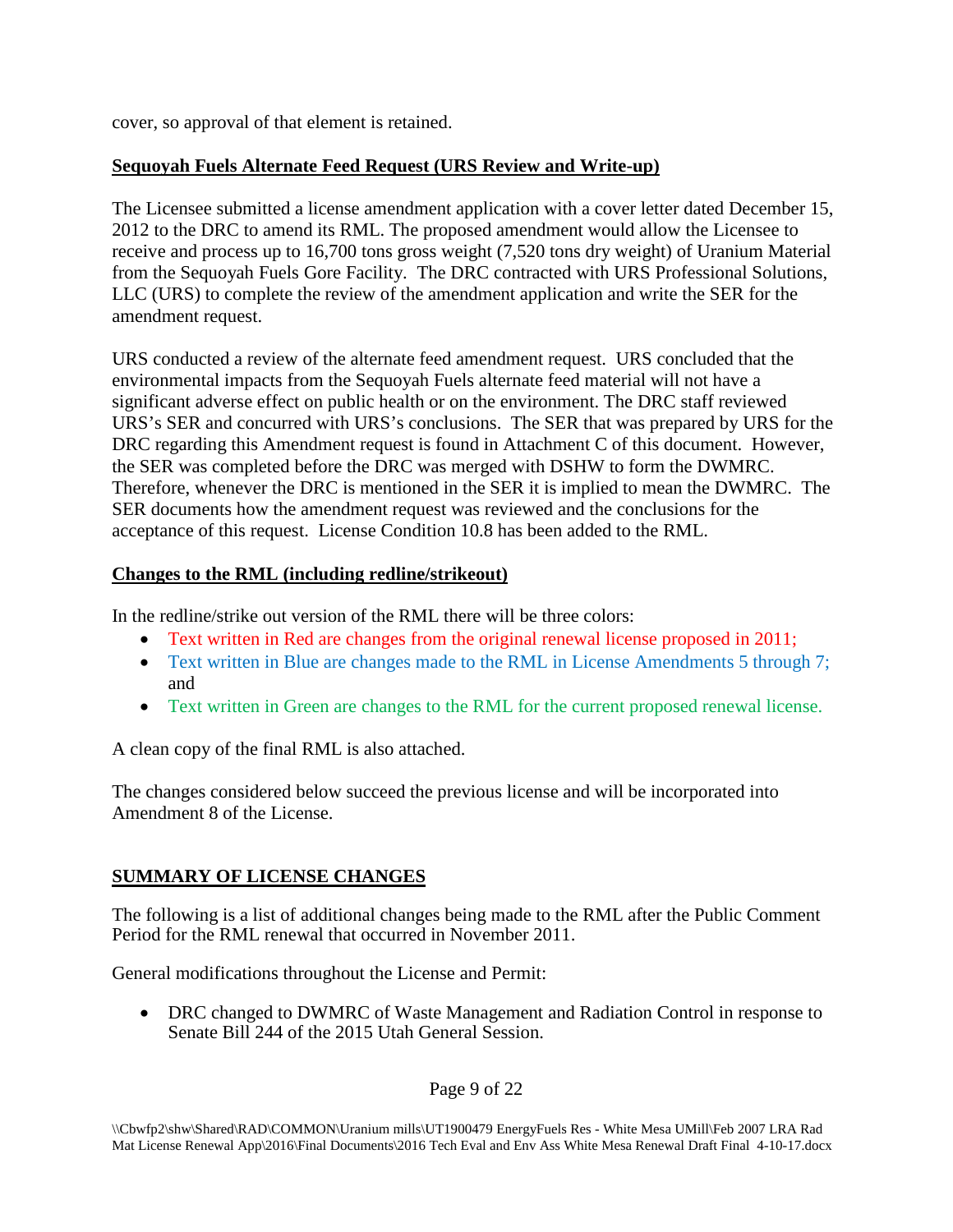cover, so approval of that element is retained.

**Sequoyah Fuels Alternate Feed Request (URS Review and Write-up)**

The Licensee submitted a license amendment application with a cover letter dated December 15, 2012 to the DRC to amend its RML. The proposed amendment would allow the Licensee to receive and process up to 16,700 tons gross weight (7,520 tons dry weight) of Uranium Material from the Sequoyah Fuels Gore Facility. The DRC contracted with URS Professional Solutions, LLC (URS) to complete the review of the amendment application and write the SER for the amendment request.

URS conducted a review of the alternate feed amendment request. URS concluded that the environmental impacts from the Sequoyah Fuels alternate feed material will not have a significant adverse effect on public health or on the environment. The DRC staff reviewed URS's SER and concurred with URS's conclusions. The SER that was prepared by URS for the DRC regarding this Amendment request is found in Attachment C of this document. However, the SER was completed before the DRC was merged with DSHW to form the DWMRC. Therefore, whenever the DRC is mentioned in the SER it is implied to mean the DWMRC. The SER documents how the amendment request was reviewed and the conclusions for the acceptance of this request. License Condition 10.8 has been added to the RML.

**Changes to the RML (including redline/strikeout)**

In the redline/strike out version of the RML there will be three colors:

- Text written in Red are changes from the original renewal license proposed in 2011;
- Text written in Blue are changes made to the RML in License Amendments 5 through 7; and
- Text written in Green are changes to the RML for the current proposed renewal license.

A clean copy of the final RML is also attached.

The changes considered below succeed the previous license and will be incorporated into Amendment 8 of the License.

## SUMMARY OF LICENSE CHANGES

The following is a list of additional changes being made to the RML after the Public Comment Period for the RML renewal that occurred in November 2011.

General modifications throughout the License and Permit:

- DRC changed to DWMRC of Waste Management and Radiation Control in response to Senate Bill 244 of the 2015 Utah General Session.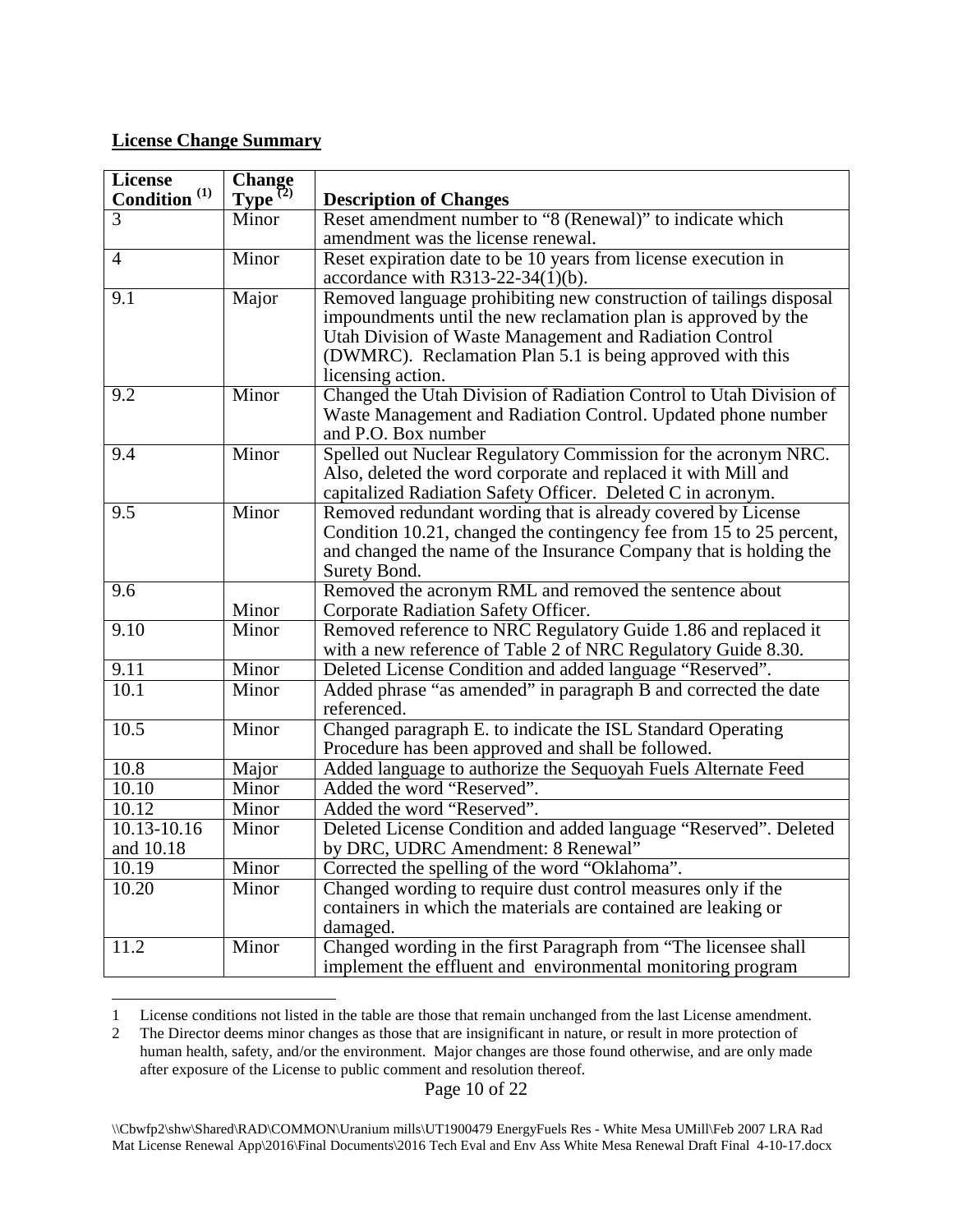**License Change Summary**

| License Condition [1] | Change Type [2] | Description of Changes |
|---|---|---|
| 3 | Minor | Reset amendment number to "8 (Renewal)" to indicate which amendment was the license renewal. |
| 4 | Minor | Reset expiration date to be 10 years from license execution in accordance with R313-22-34(1)(b). |
| 9.1 | Major | Removed language prohibiting new construction of tailings disposal impoundments until the new reclamation plan is approved by the Utah Division of Waste Management and Radiation Control (DWMRC). Reclamation Plan 5.1 is being approved with this licensing action. |
| 9.2 | Minor | Changed the Utah Division of Radiation Control to Utah Division of Waste Management and Radiation Control. Updated phone number and P.O. Box number |
| 9.4 | Minor | Spelled out Nuclear Regulatory Commission for the acronym NRC. Also, deleted the word corporate and replaced it with Mill and capitalized Radiation Safety Officer. Deleted C in acronym. |
| 9.5 | Minor | Removed redundant wording that is already covered by License Condition 10.21, changed the contingency fee from 15 to 25 percent, and changed the name of the Insurance Company that is holding the Surety Bond. |
| 9.6 | Minor | Removed the acronym RML and removed the sentence about Corporate Radiation Safety Officer. |
| 9.10 | Minor | Removed reference to NRC Regulatory Guide 1.86 and replaced it with a new reference of Table 2 of NRC Regulatory Guide 8.30. |
| 9.11 | Minor | Deleted License Condition and added language "Reserved". |
| 10.1 | Minor | Added phrase "as amended" in paragraph B and corrected the date referenced. |
| 10.5 | Minor | Changed paragraph E. to indicate the ISL Standard Operating Procedure has been approved and shall be followed. |
| 10.8 | Major | Added language to authorize the Sequoyah Fuels Alternate Feed |
| 10.10 | Minor | Added the word "Reserved". |
| 10.12 | Minor | Added the word "Reserved". |
| 10.13-10.16 and 10.18 | Minor | Deleted License Condition and added language "Reserved". Deleted by DRC, UDRC Amendment: 8 Renewal" |
| 10.19 | Minor | Corrected the spelling of the word "Oklahoma". |
| 10.20 | Minor | Changed wording to require dust control measures only if the containers in which the materials are contained are leaking or damaged. |
| 11.2 | Minor | Changed wording in the first Paragraph from "The licensee shall implement the effluent and environmental monitoring program |

1 License conditions not listed in the table are those that remain unchanged from the last License amendment.

2 The Director deems minor changes as those that are insignificant in nature, or result in more protection of human health, safety, and/or the environment. Major changes are those found otherwise, and are only made after exposure of the License to public comment and resolution thereof.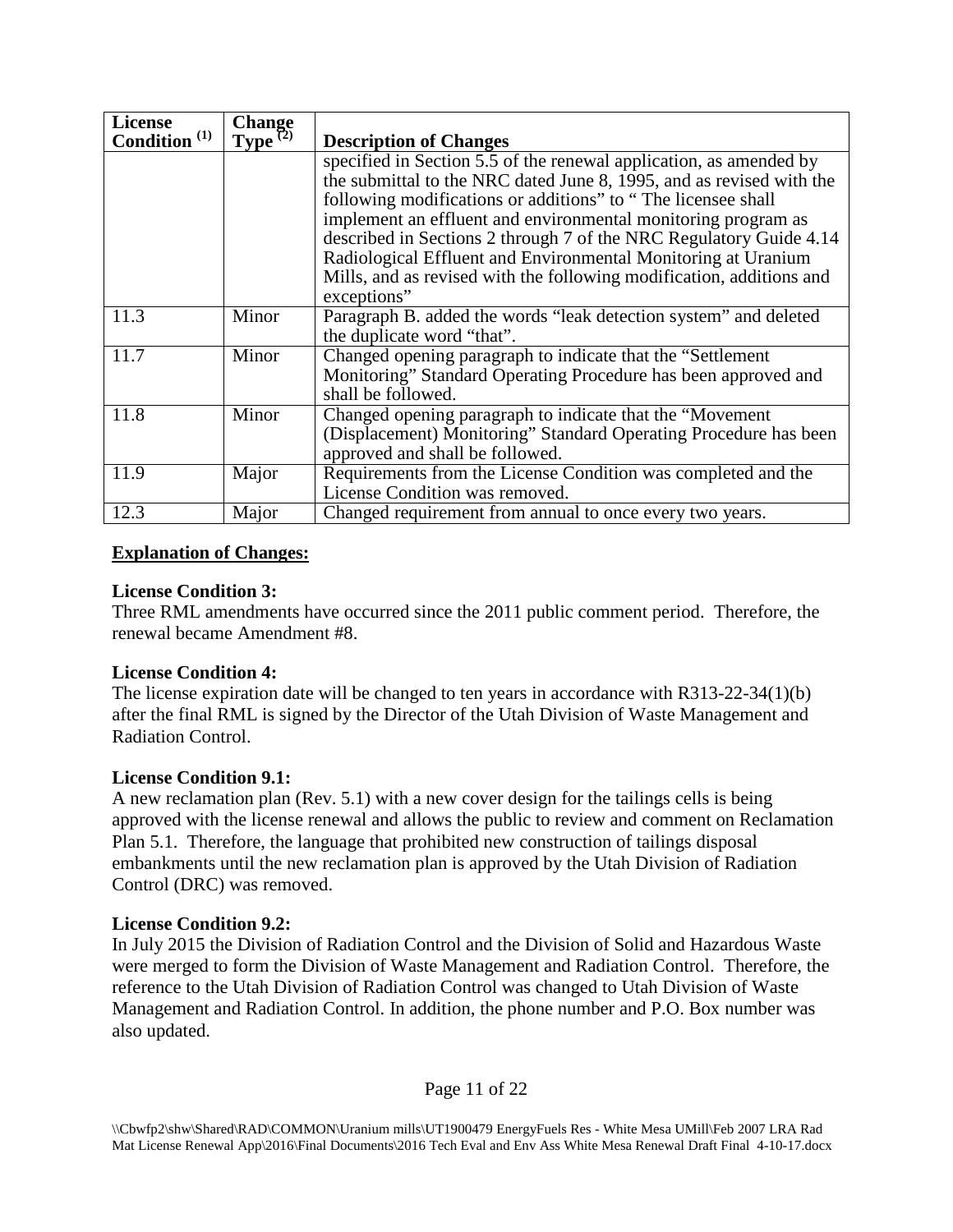| License Condition [(1)] | Change Type [(2)] | Description of Changes |
|---|---|---|
| | | specified in Section 5.5 of the renewal application, as amended by the submittal to the NRC dated June 8, 1995, and as revised with the following modifications or additions" to " The licensee shall implement an effluent and environmental monitoring program as described in Sections 2 through 7 of the NRC Regulatory Guide 4.14 Radiological Effluent and Environmental Monitoring at Uranium Mills, and as revised with the following modification, additions and exceptions" |
| 11.3 | Minor | Paragraph B. added the words "leak detection system" and deleted the duplicate word "that". |
| 11.7 | Minor | Changed opening paragraph to indicate that the "Settlement Monitoring" Standard Operating Procedure has been approved and shall be followed. |
| 11.8 | Minor | Changed opening paragraph to indicate that the "Movement (Displacement) Monitoring" Standard Operating Procedure has been approved and shall be followed. |
| 11.9 | Major | Requirements from the License Condition was completed and the License Condition was removed. |
| 12.3 | Major | Changed requirement from annual to once every two years. |

**Explanation of Changes:**

**License Condition 3:**
Three RML amendments have occurred since the 2011 public comment period. Therefore, the renewal became Amendment #8.

**License Condition 4:**
The license expiration date will be changed to ten years in accordance with R313-22-34(1)(b) after the final RML is signed by the Director of the Utah Division of Waste Management and Radiation Control.

**License Condition 9.1:**
A new reclamation plan (Rev. 5.1) with a new cover design for the tailings cells is being approved with the license renewal and allows the public to review and comment on Reclamation Plan 5.1. Therefore, the language that prohibited new construction of tailings disposal embankments until the new reclamation plan is approved by the Utah Division of Radiation Control (DRC) was removed.

**License Condition 9.2:**
In July 2015 the Division of Radiation Control and the Division of Solid and Hazardous Waste were merged to form the Division of Waste Management and Radiation Control. Therefore, the reference to the Utah Division of Radiation Control was changed to Utah Division of Waste Management and Radiation Control. In addition, the phone number and P.O. Box number was also updated.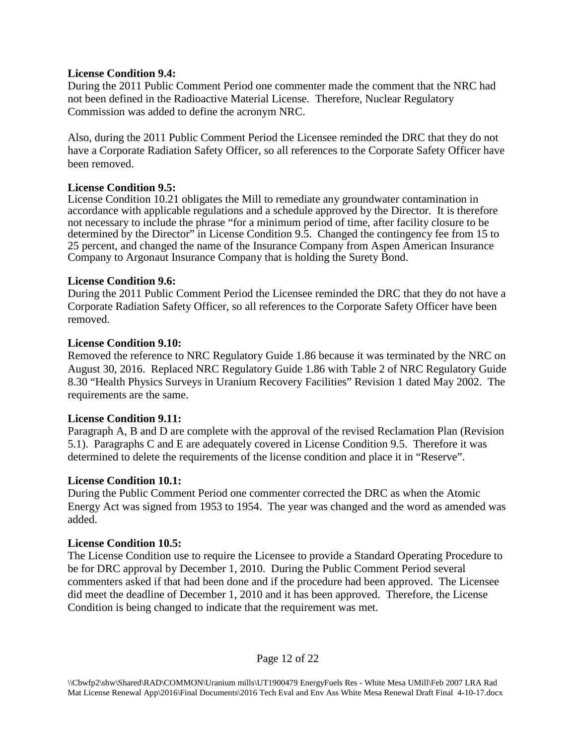**License Condition 9.4:**
During the 2011 Public Comment Period one commenter made the comment that the NRC had not been defined in the Radioactive Material License. Therefore, Nuclear Regulatory Commission was added to define the acronym NRC.

Also, during the 2011 Public Comment Period the Licensee reminded the DRC that they do not have a Corporate Radiation Safety Officer, so all references to the Corporate Safety Officer have been removed.

**License Condition 9.5:**
License Condition 10.21 obligates the Mill to remediate any groundwater contamination in accordance with applicable regulations and a schedule approved by the Director. It is therefore not necessary to include the phrase "for a minimum period of time, after facility closure to be determined by the Director" in License Condition 9.5. Changed the contingency fee from 15 to 25 percent, and changed the name of the Insurance Company from Aspen American Insurance Company to Argonaut Insurance Company that is holding the Surety Bond.

**License Condition 9.6:**
During the 2011 Public Comment Period the Licensee reminded the DRC that they do not have a Corporate Radiation Safety Officer, so all references to the Corporate Safety Officer have been removed.

**License Condition 9.10:**
Removed the reference to NRC Regulatory Guide 1.86 because it was terminated by the NRC on August 30, 2016. Replaced NRC Regulatory Guide 1.86 with Table 2 of NRC Regulatory Guide 8.30 "Health Physics Surveys in Uranium Recovery Facilities" Revision 1 dated May 2002. The requirements are the same.

**License Condition 9.11:**
Paragraph A, B and D are complete with the approval of the revised Reclamation Plan (Revision 5.1). Paragraphs C and E are adequately covered in License Condition 9.5. Therefore it was determined to delete the requirements of the license condition and place it in "Reserve".

**License Condition 10.1:**
During the Public Comment Period one commenter corrected the DRC as when the Atomic Energy Act was signed from 1953 to 1954. The year was changed and the word as amended was added.

**License Condition 10.5:**
The License Condition use to require the Licensee to provide a Standard Operating Procedure to be for DRC approval by December 1, 2010. During the Public Comment Period several commenters asked if that had been done and if the procedure had been approved. The Licensee did meet the deadline of December 1, 2010 and it has been approved. Therefore, the License Condition is being changed to indicate that the requirement was met.

\\Cbwfp2\shw\Shared\RAD\COMMON\Uranium mills\UT1900479 EnergyFuels Res - White Mesa UMill\Feb 2007 LRA Rad Mat License Renewal App\2016\Final Documents\2016 Tech Eval and Env Ass White Mesa Renewal Draft Final 4-10-17.docx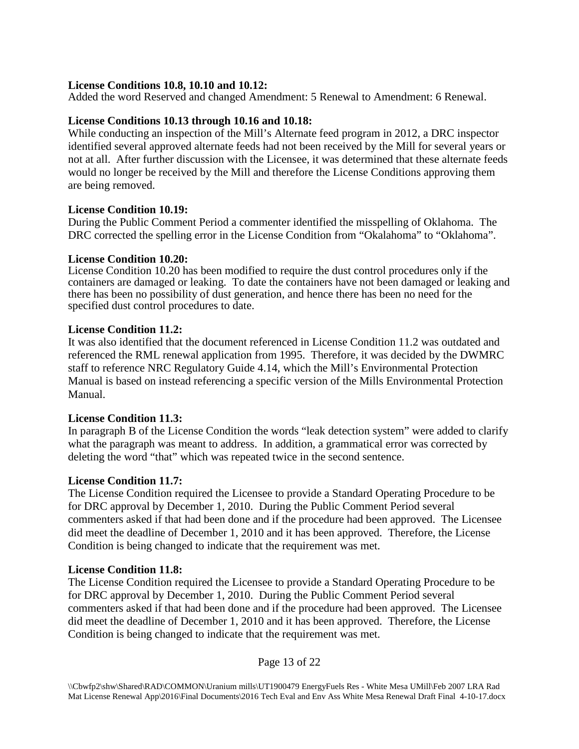**License Conditions 10.8, 10.10 and 10.12:**
Added the word Reserved and changed Amendment: 5 Renewal to Amendment: 6 Renewal.

**License Conditions 10.13 through 10.16 and 10.18:**
While conducting an inspection of the Mill's Alternate feed program in 2012, a DRC inspector identified several approved alternate feeds had not been received by the Mill for several years or not at all. After further discussion with the Licensee, it was determined that these alternate feeds would no longer be received by the Mill and therefore the License Conditions approving them are being removed.

**License Condition 10.19:**
During the Public Comment Period a commenter identified the misspelling of Oklahoma. The DRC corrected the spelling error in the License Condition from "Okalahoma" to "Oklahoma".

**License Condition 10.20:**
License Condition 10.20 has been modified to require the dust control procedures only if the containers are damaged or leaking. To date the containers have not been damaged or leaking and there has been no possibility of dust generation, and hence there has been no need for the specified dust control procedures to date.

**License Condition 11.2:**
It was also identified that the document referenced in License Condition 11.2 was outdated and referenced the RML renewal application from 1995. Therefore, it was decided by the DWMRC staff to reference NRC Regulatory Guide 4.14, which the Mill's Environmental Protection Manual is based on instead referencing a specific version of the Mills Environmental Protection Manual.

**License Condition 11.3:**
In paragraph B of the License Condition the words "leak detection system" were added to clarify what the paragraph was meant to address. In addition, a grammatical error was corrected by deleting the word "that" which was repeated twice in the second sentence.

**License Condition 11.7:**
The License Condition required the Licensee to provide a Standard Operating Procedure to be for DRC approval by December 1, 2010. During the Public Comment Period several commenters asked if that had been done and if the procedure had been approved. The Licensee did meet the deadline of December 1, 2010 and it has been approved. Therefore, the License Condition is being changed to indicate that the requirement was met.

**License Condition 11.8:**
The License Condition required the Licensee to provide a Standard Operating Procedure to be for DRC approval by December 1, 2010. During the Public Comment Period several commenters asked if that had been done and if the procedure had been approved. The Licensee did meet the deadline of December 1, 2010 and it has been approved. Therefore, the License Condition is being changed to indicate that the requirement was met.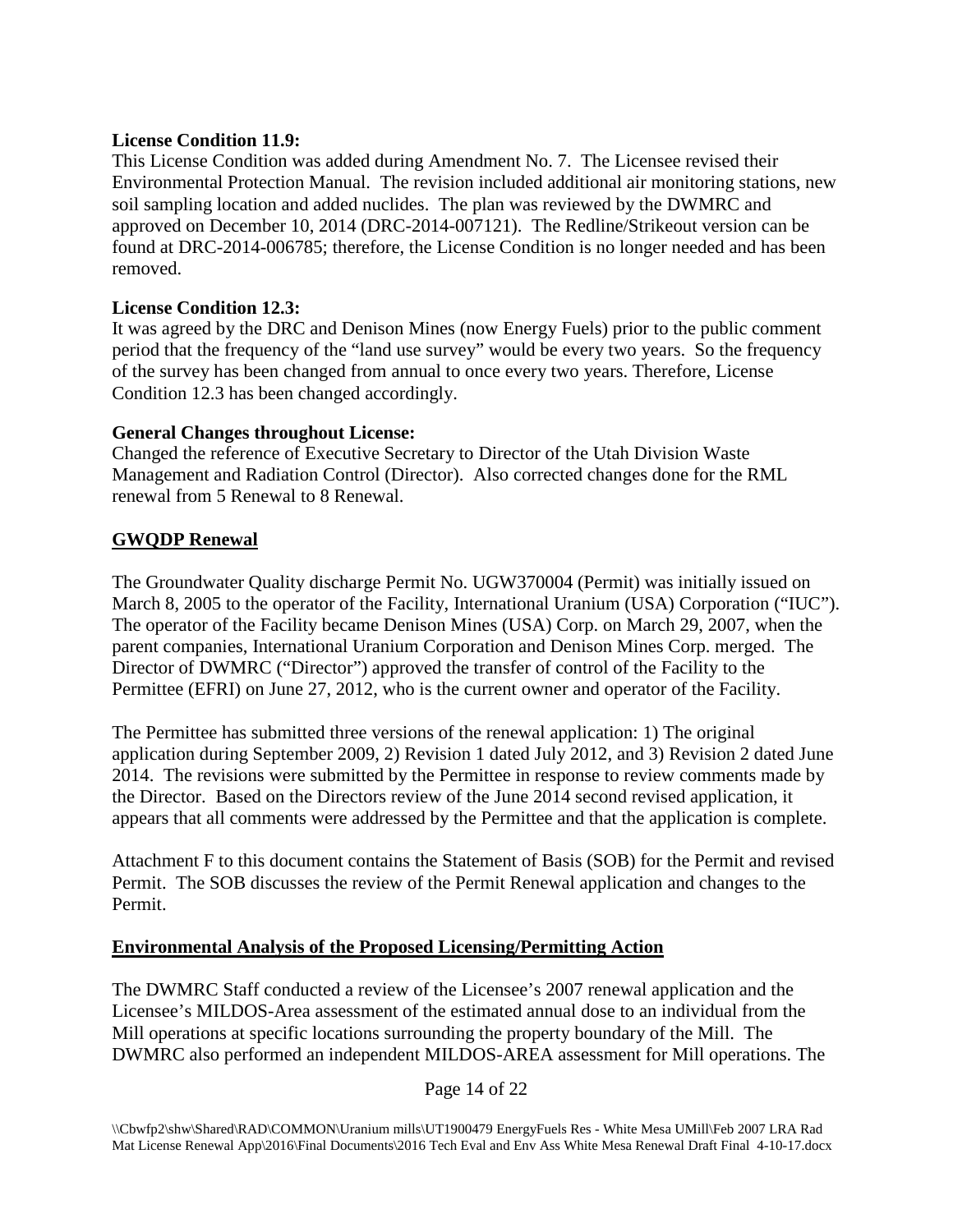**License Condition 11.9:**
This License Condition was added during Amendment No. 7. The Licensee revised their Environmental Protection Manual. The revision included additional air monitoring stations, new soil sampling location and added nuclides. The plan was reviewed by the DWMRC and approved on December 10, 2014 (DRC-2014-007121). The Redline/Strikeout version can be found at DRC-2014-006785; therefore, the License Condition is no longer needed and has been removed.

**License Condition 12.3:**
It was agreed by the DRC and Denison Mines (now Energy Fuels) prior to the public comment period that the frequency of the "land use survey" would be every two years. So the frequency of the survey has been changed from annual to once every two years. Therefore, License Condition 12.3 has been changed accordingly.

**General Changes throughout License:**
Changed the reference of Executive Secretary to Director of the Utah Division Waste Management and Radiation Control (Director). Also corrected changes done for the RML renewal from 5 Renewal to 8 Renewal.

## GWQDP Renewal

The Groundwater Quality discharge Permit No. UGW370004 (Permit) was initially issued on March 8, 2005 to the operator of the Facility, International Uranium (USA) Corporation ("IUC"). The operator of the Facility became Denison Mines (USA) Corp. on March 29, 2007, when the parent companies, International Uranium Corporation and Denison Mines Corp. merged. The Director of DWMRC ("Director") approved the transfer of control of the Facility to the Permittee (EFRI) on June 27, 2012, who is the current owner and operator of the Facility.

The Permittee has submitted three versions of the renewal application: 1) The original application during September 2009, 2) Revision 1 dated July 2012, and 3) Revision 2 dated June 2014. The revisions were submitted by the Permittee in response to review comments made by the Director. Based on the Directors review of the June 2014 second revised application, it appears that all comments were addressed by the Permittee and that the application is complete.

Attachment F to this document contains the Statement of Basis (SOB) for the Permit and revised Permit. The SOB discusses the review of the Permit Renewal application and changes to the Permit.

## Environmental Analysis of the Proposed Licensing/Permitting Action

The DWMRC Staff conducted a review of the Licensee's 2007 renewal application and the Licensee's MILDOS-Area assessment of the estimated annual dose to an individual from the Mill operations at specific locations surrounding the property boundary of the Mill. The DWMRC also performed an independent MILDOS-AREA assessment for Mill operations. The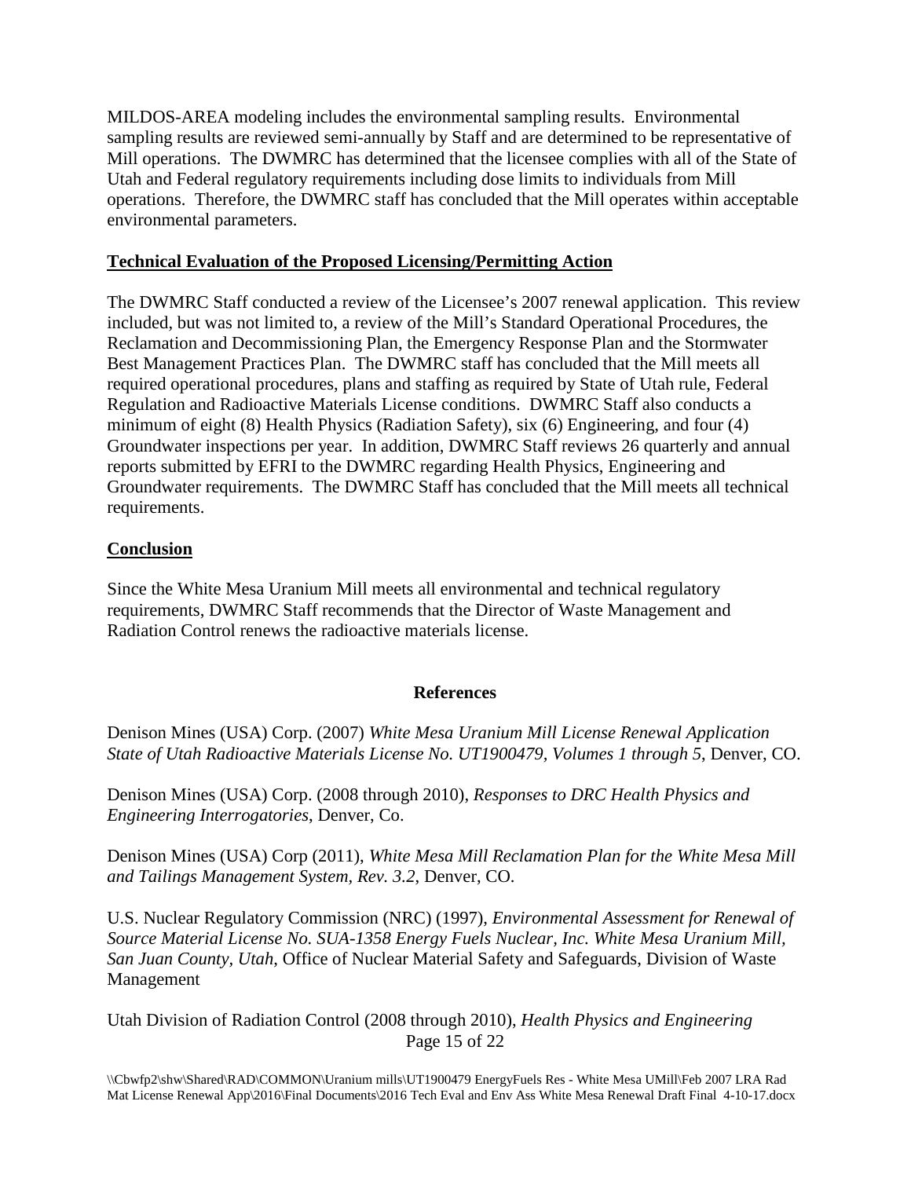MILDOS-AREA modeling includes the environmental sampling results. Environmental sampling results are reviewed semi-annually by Staff and are determined to be representative of Mill operations. The DWMRC has determined that the licensee complies with all of the State of Utah and Federal regulatory requirements including dose limits to individuals from Mill operations. Therefore, the DWMRC staff has concluded that the Mill operates within acceptable environmental parameters.

## **Technical Evaluation of the Proposed Licensing/Permitting Action**

The DWMRC Staff conducted a review of the Licensee's 2007 renewal application. This review included, but was not limited to, a review of the Mill's Standard Operational Procedures, the Reclamation and Decommissioning Plan, the Emergency Response Plan and the Stormwater Best Management Practices Plan. The DWMRC staff has concluded that the Mill meets all required operational procedures, plans and staffing as required by State of Utah rule, Federal Regulation and Radioactive Materials License conditions. DWMRC Staff also conducts a minimum of eight (8) Health Physics (Radiation Safety), six (6) Engineering, and four (4) Groundwater inspections per year. In addition, DWMRC Staff reviews 26 quarterly and annual reports submitted by EFRI to the DWMRC regarding Health Physics, Engineering and Groundwater requirements. The DWMRC Staff has concluded that the Mill meets all technical requirements.

## **Conclusion**

Since the White Mesa Uranium Mill meets all environmental and technical regulatory requirements, DWMRC Staff recommends that the Director of Waste Management and Radiation Control renews the radioactive materials license.

## **References**

Denison Mines (USA) Corp. (2007) *White Mesa Uranium Mill License Renewal Application State of Utah Radioactive Materials License No. UT1900479, Volumes 1 through 5*, Denver, CO.

Denison Mines (USA) Corp. (2008 through 2010), *Responses to DRC Health Physics and Engineering Interrogatories*, Denver, Co.

Denison Mines (USA) Corp (2011), *White Mesa Mill Reclamation Plan for the White Mesa Mill and Tailings Management System, Rev. 3.2*, Denver, CO.

U.S. Nuclear Regulatory Commission (NRC) (1997), *Environmental Assessment for Renewal of Source Material License No. SUA-1358 Energy Fuels Nuclear, Inc. White Mesa Uranium Mill, San Juan County, Utah*, Office of Nuclear Material Safety and Safeguards, Division of Waste Management

Utah Division of Radiation Control (2008 through 2010), *Health Physics and Engineering*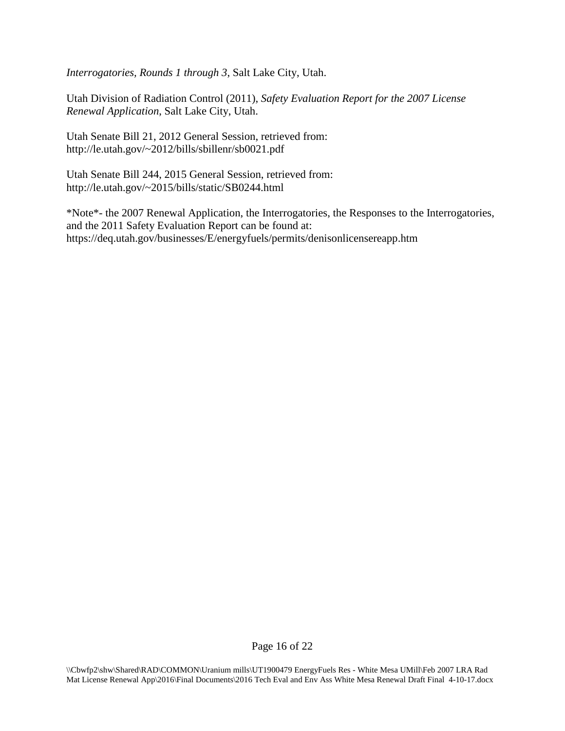*Interrogatories, Rounds 1 through 3*, Salt Lake City, Utah.

Utah Division of Radiation Control (2011), *Safety Evaluation Report for the 2007 License Renewal Application*, Salt Lake City, Utah.

Utah Senate Bill 21, 2012 General Session, retrieved from: http://le.utah.gov/~2012/bills/sbillenr/sb0021.pdf

Utah Senate Bill 244, 2015 General Session, retrieved from: http://le.utah.gov/~2015/bills/static/SB0244.html

*Note*- the 2007 Renewal Application, the Interrogatories, the Responses to the Interrogatories, and the 2011 Safety Evaluation Report can be found at: https://deq.utah.gov/businesses/E/energyfuels/permits/denisonlicensereapp.htm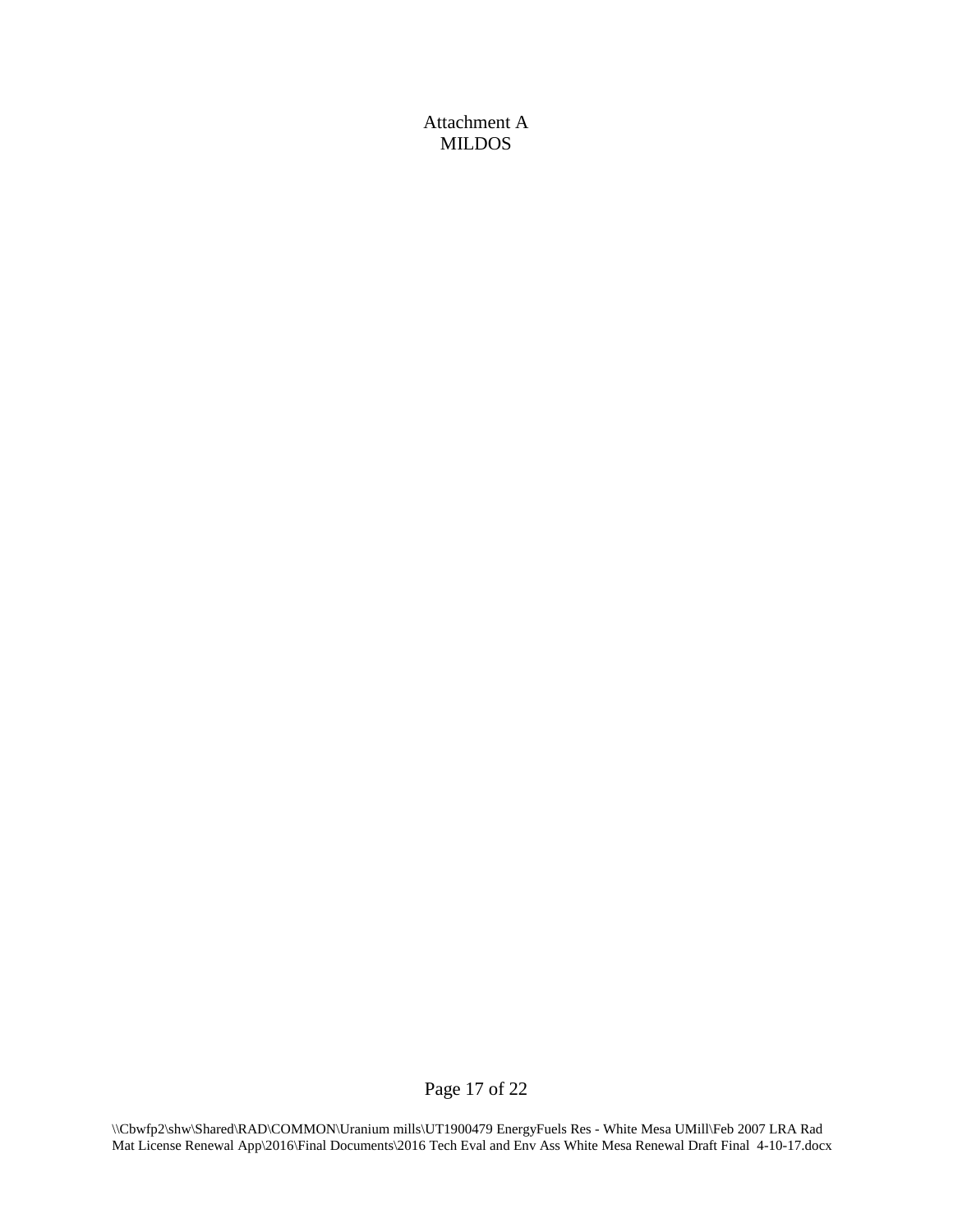Attachment A
MILDOS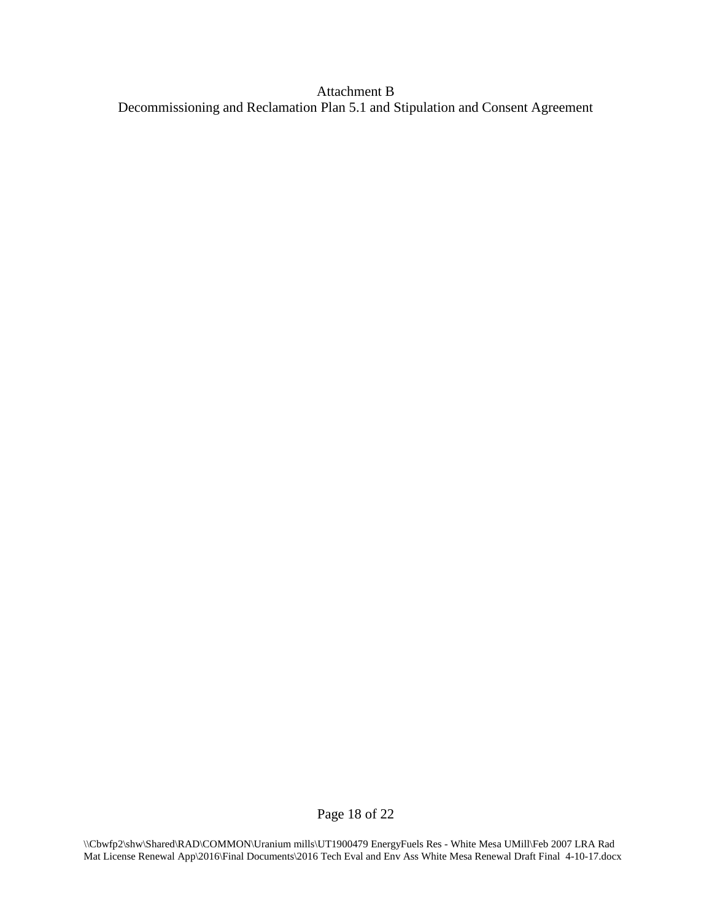# Attachment B
## Decommissioning and Reclamation Plan 5.1 and Stipulation and Consent Agreement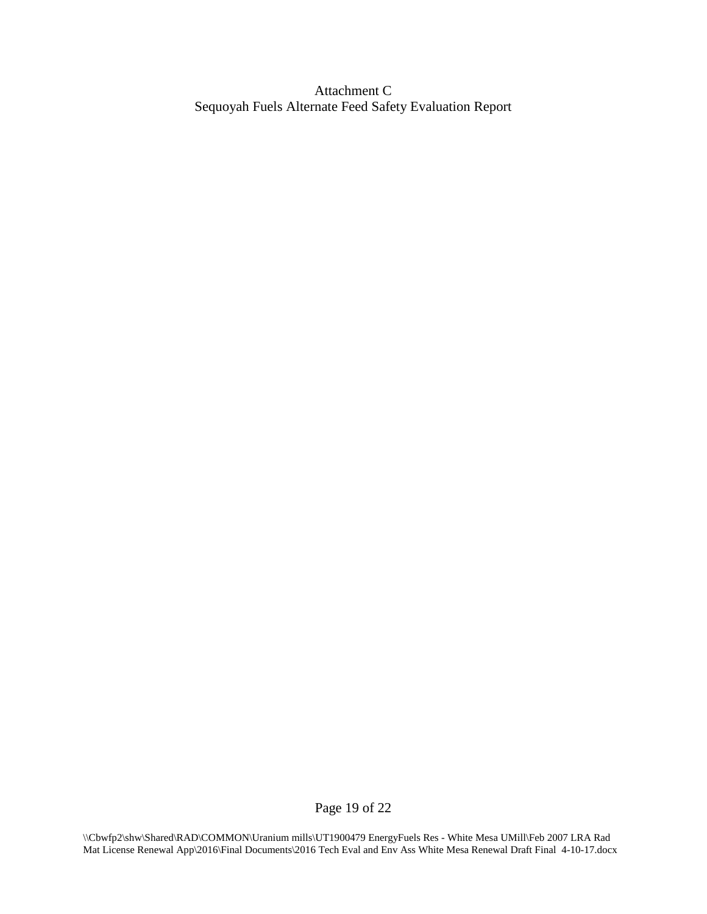# Attachment C
## Sequoyah Fuels Alternate Feed Safety Evaluation Report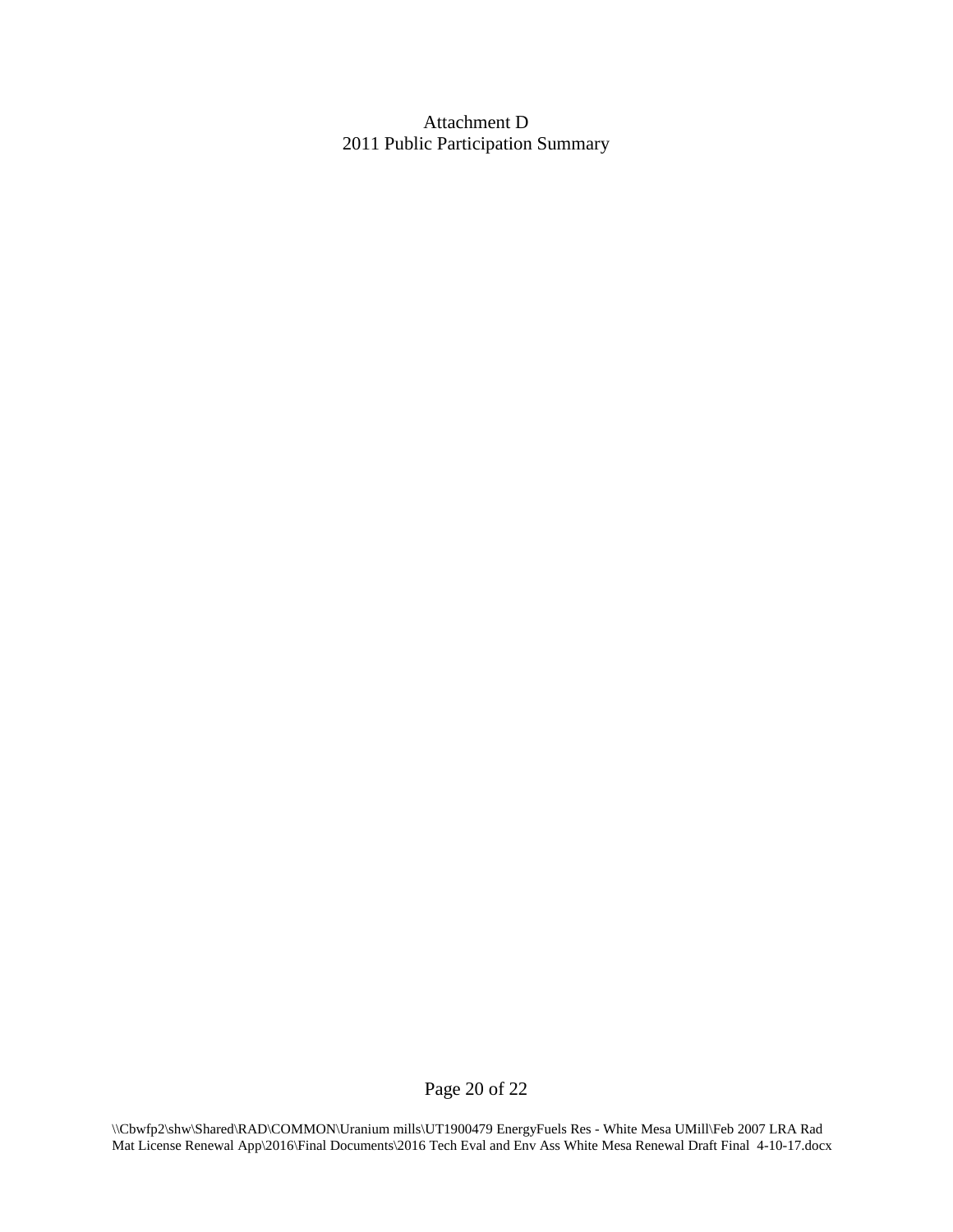# Attachment D
## 2011 Public Participation Summary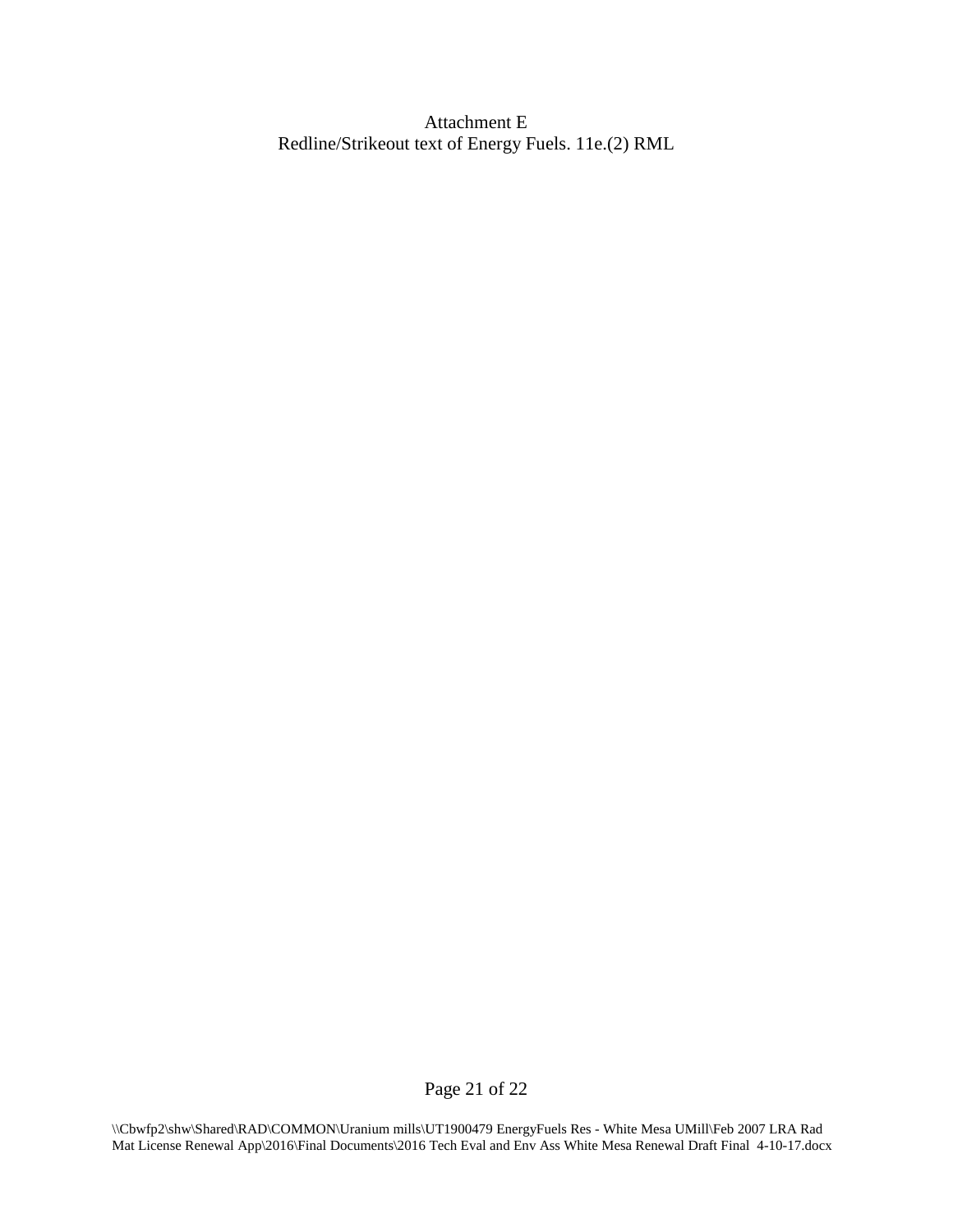Attachment E

Redline/Strikeout text of Energy Fuels. 11e.(2) RML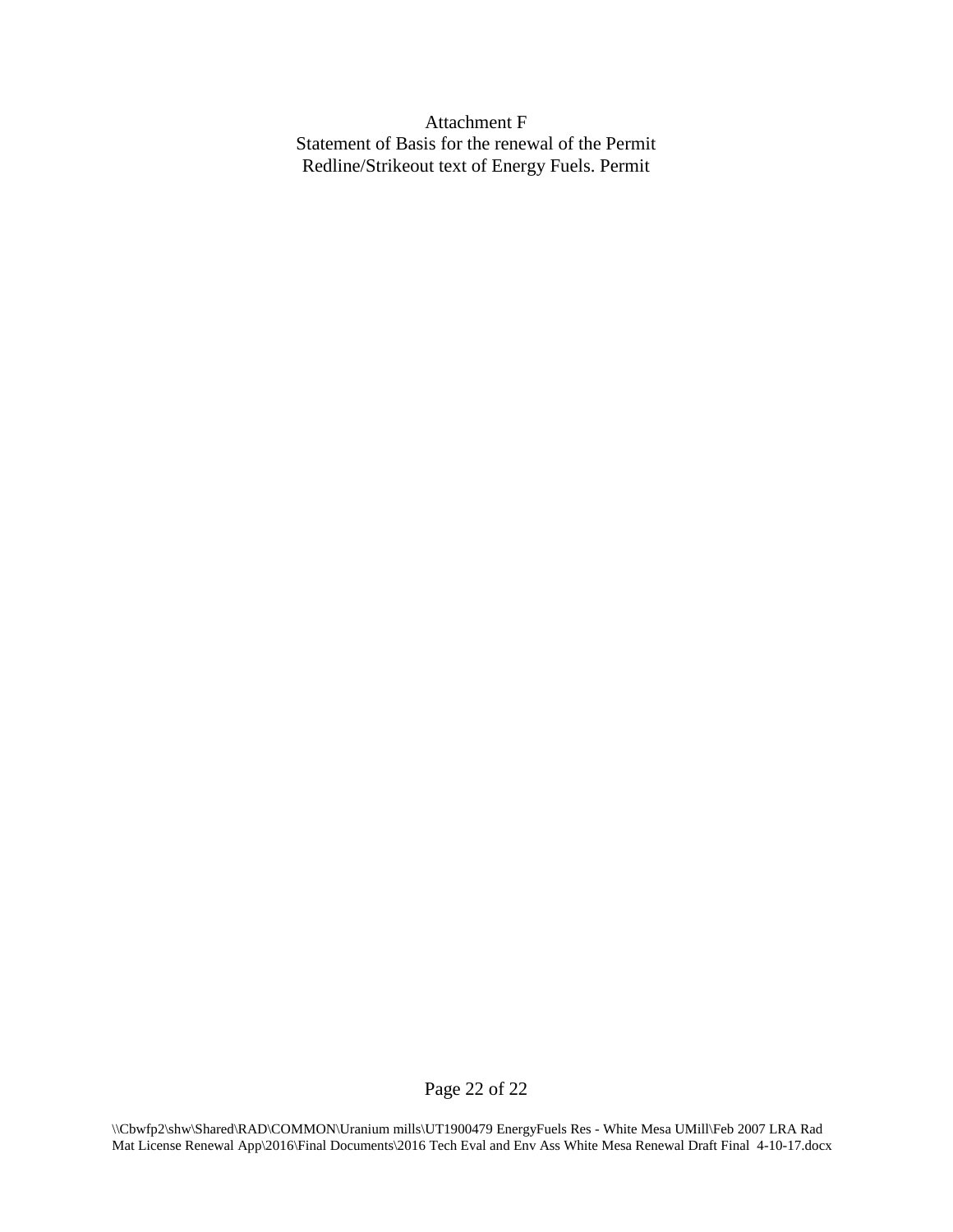Attachment F

Statement of Basis for the renewal of the Permit

Redline/Strikeout text of Energy Fuels. Permit